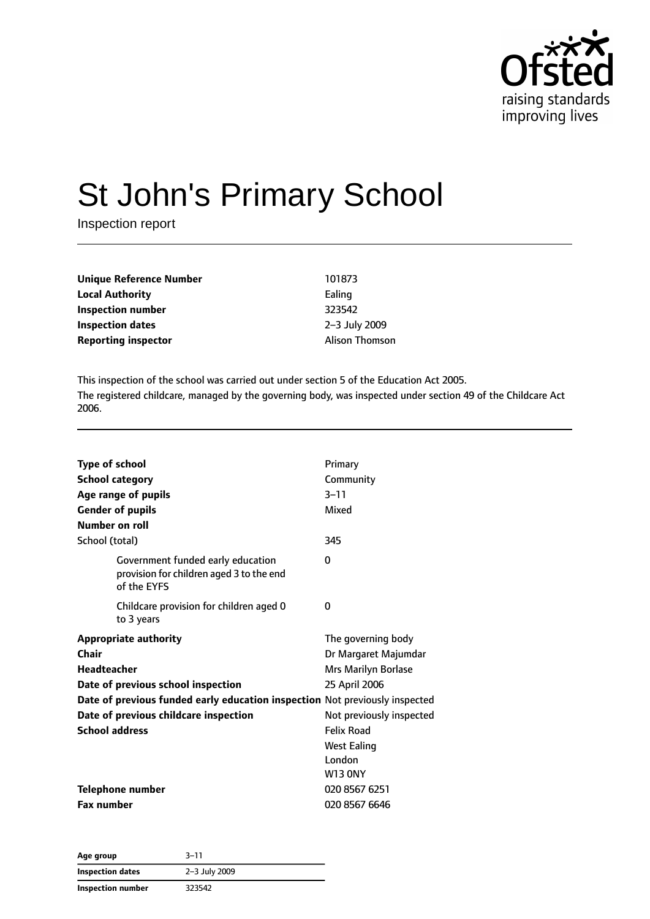# St John's Primary School

Inspection report

| | |
|---|---|
| **Unique Reference Number** | 101873 |
| **Local Authority** | Ealing |
| **Inspection number** | 323542 |
| **Inspection dates** | 2–3 July 2009 |
| **Reporting inspector** | Alison Thomson |

This inspection of the school was carried out under section 5 of the Education Act 2005.

The registered childcare, managed by the governing body, was inspected under section 49 of the Childcare Act 2006.

| | |
|---|---|
| **Type of school** | Primary |
| **School category** | Community |
| **Age range of pupils** | 3–11 |
| **Gender of pupils** | Mixed |
| **Number on roll** | |
| School (total) | 345 |
| Government funded early education provision for children aged 3 to the end of the EYFS | 0 |
| Childcare provision for children aged 0 to 3 years | 0 |
| **Appropriate authority** | The governing body |
| **Chair** | Dr Margaret Majumdar |
| **Headteacher** | Mrs Marilyn Borlase |
| **Date of previous school inspection** | 25 April 2006 |
| **Date of previous funded early education inspection** | Not previously inspected |
| **Date of previous childcare inspection** | Not previously inspected |
| **School address** | Felix Road<br>West Ealing<br>London<br>W13 0NY |
| **Telephone number** | 020 8567 6251 |
| **Fax number** | 020 8567 6646 |

| | |
|---|---|
| **Age group** | 3–11 |
| **Inspection dates** | 2–3 July 2009 |
| **Inspection number** | 323542 |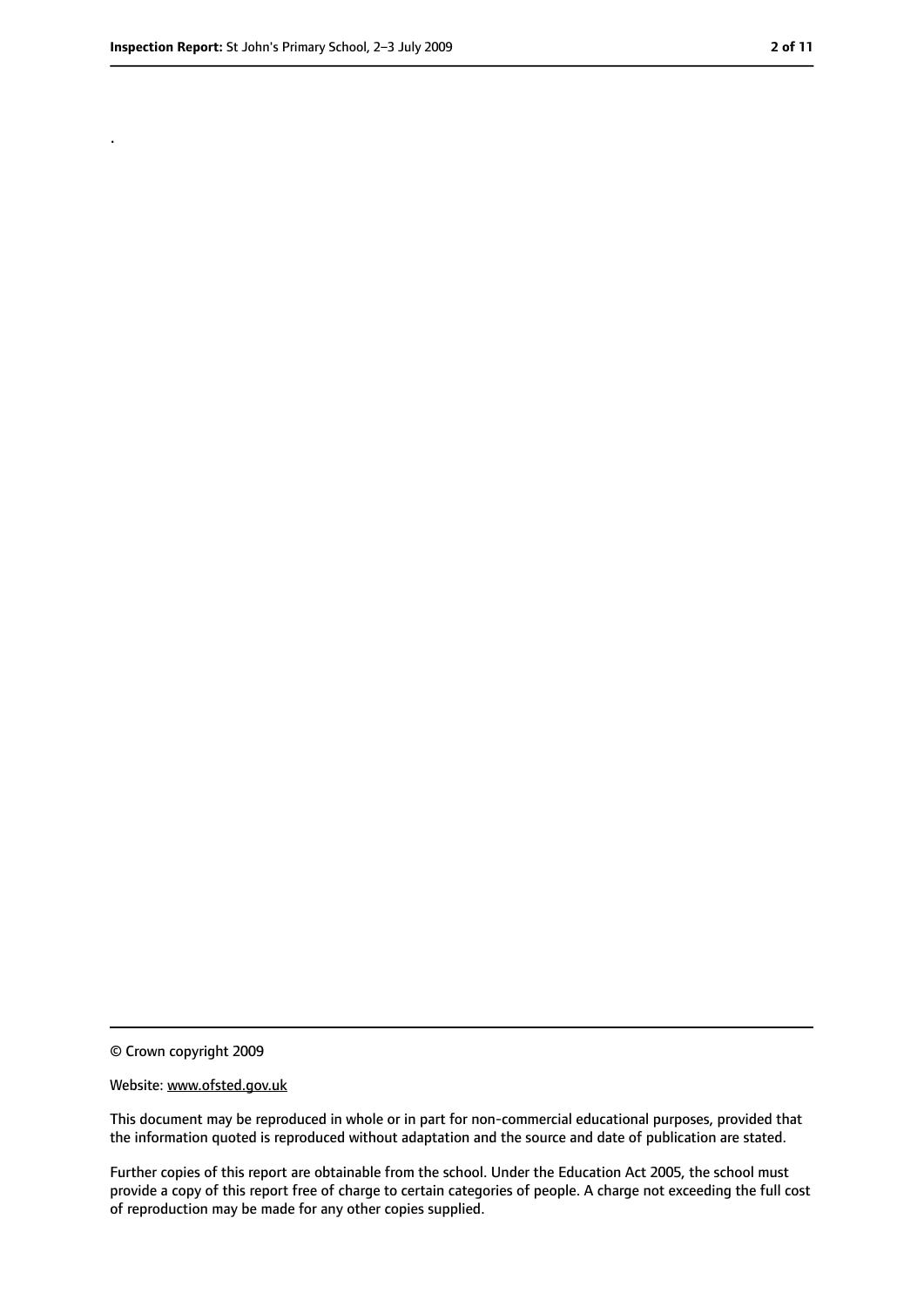.

© Crown copyright 2009

Website: www.ofsted.gov.uk

This document may be reproduced in whole or in part for non-commercial educational purposes, provided that the information quoted is reproduced without adaptation and the source and date of publication are stated.

Further copies of this report are obtainable from the school. Under the Education Act 2005, the school must provide a copy of this report free of charge to certain categories of people. A charge not exceeding the full cost of reproduction may be made for any other copies supplied.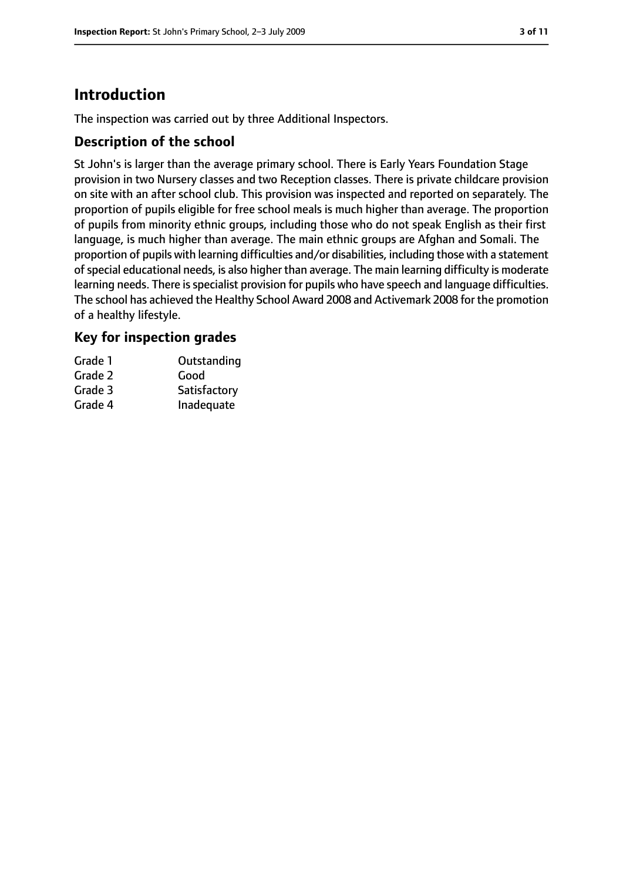# Introduction

The inspection was carried out by three Additional Inspectors.

## Description of the school

St John's is larger than the average primary school. There is Early Years Foundation Stage provision in two Nursery classes and two Reception classes. There is private childcare provision on site with an after school club. This provision was inspected and reported on separately. The proportion of pupils eligible for free school meals is much higher than average. The proportion of pupils from minority ethnic groups, including those who do not speak English as their first language, is much higher than average. The main ethnic groups are Afghan and Somali. The proportion of pupils with learning difficulties and/or disabilities, including those with a statement of special educational needs, is also higher than average. The main learning difficulty is moderate learning needs. There is specialist provision for pupils who have speech and language difficulties. The school has achieved the Healthy School Award 2008 and Activemark 2008 for the promotion of a healthy lifestyle.

## Key for inspection grades

| | |
|---|---|
| Grade 1 | Outstanding |
| Grade 2 | Good |
| Grade 3 | Satisfactory |
| Grade 4 | Inadequate |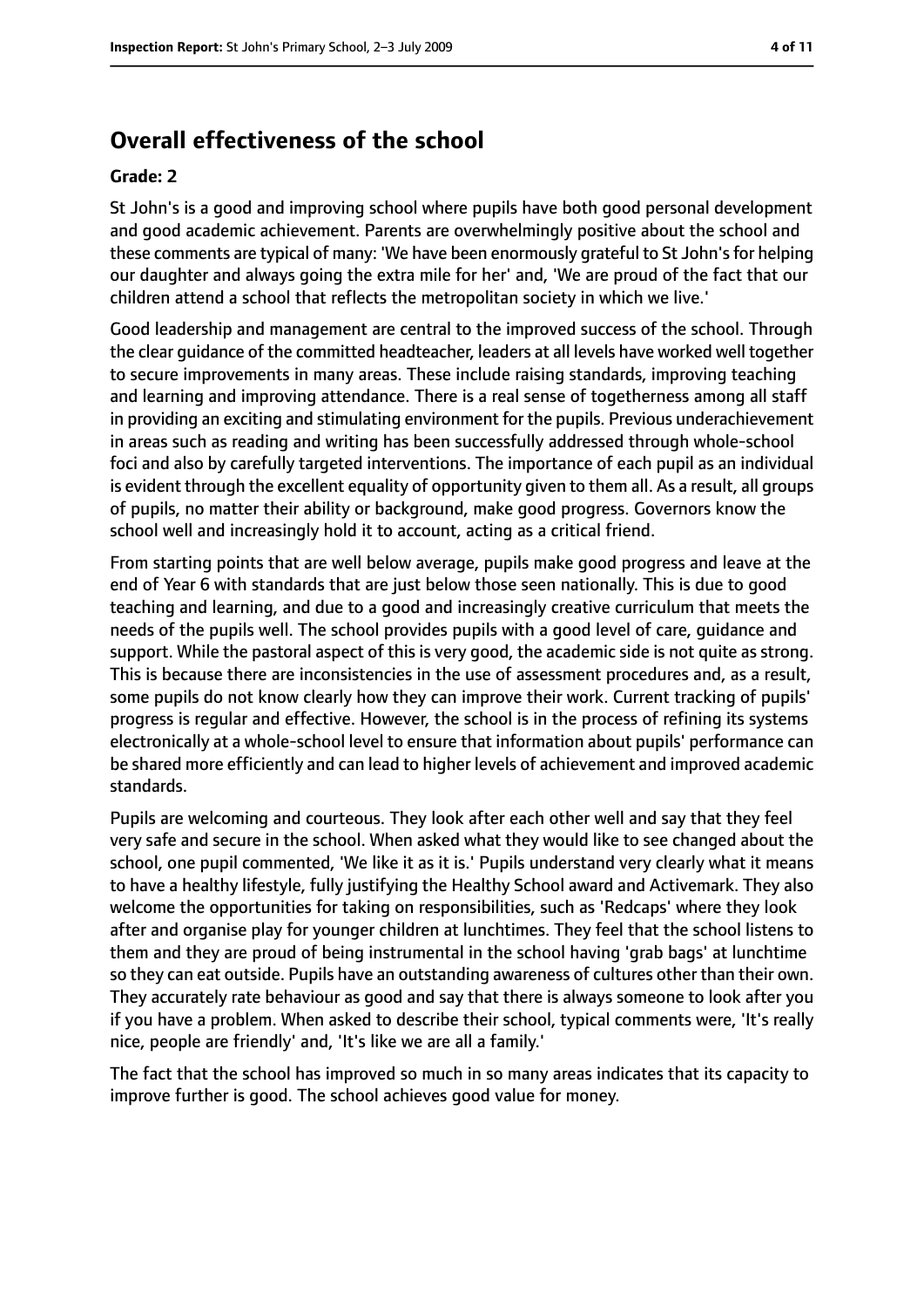## Overall effectiveness of the school

**Grade: 2**

St John's is a good and improving school where pupils have both good personal development and good academic achievement. Parents are overwhelmingly positive about the school and these comments are typical of many: 'We have been enormously grateful to St John's for helping our daughter and always going the extra mile for her' and, 'We are proud of the fact that our children attend a school that reflects the metropolitan society in which we live.'

Good leadership and management are central to the improved success of the school. Through the clear guidance of the committed headteacher, leaders at all levels have worked well together to secure improvements in many areas. These include raising standards, improving teaching and learning and improving attendance. There is a real sense of togetherness among all staff in providing an exciting and stimulating environment for the pupils. Previous underachievement in areas such as reading and writing has been successfully addressed through whole-school foci and also by carefully targeted interventions. The importance of each pupil as an individual is evident through the excellent equality of opportunity given to them all. As a result, all groups of pupils, no matter their ability or background, make good progress. Governors know the school well and increasingly hold it to account, acting as a critical friend.

From starting points that are well below average, pupils make good progress and leave at the end of Year 6 with standards that are just below those seen nationally. This is due to good teaching and learning, and due to a good and increasingly creative curriculum that meets the needs of the pupils well. The school provides pupils with a good level of care, guidance and support. While the pastoral aspect of this is very good, the academic side is not quite as strong. This is because there are inconsistencies in the use of assessment procedures and, as a result, some pupils do not know clearly how they can improve their work. Current tracking of pupils' progress is regular and effective. However, the school is in the process of refining its systems electronically at a whole-school level to ensure that information about pupils' performance can be shared more efficiently and can lead to higher levels of achievement and improved academic standards.

Pupils are welcoming and courteous. They look after each other well and say that they feel very safe and secure in the school. When asked what they would like to see changed about the school, one pupil commented, 'We like it as it is.' Pupils understand very clearly what it means to have a healthy lifestyle, fully justifying the Healthy School award and Activemark. They also welcome the opportunities for taking on responsibilities, such as 'Redcaps' where they look after and organise play for younger children at lunchtimes. They feel that the school listens to them and they are proud of being instrumental in the school having 'grab bags' at lunchtime so they can eat outside. Pupils have an outstanding awareness of cultures other than their own. They accurately rate behaviour as good and say that there is always someone to look after you if you have a problem. When asked to describe their school, typical comments were, 'It's really nice, people are friendly' and, 'It's like we are all a family.'

The fact that the school has improved so much in so many areas indicates that its capacity to improve further is good. The school achieves good value for money.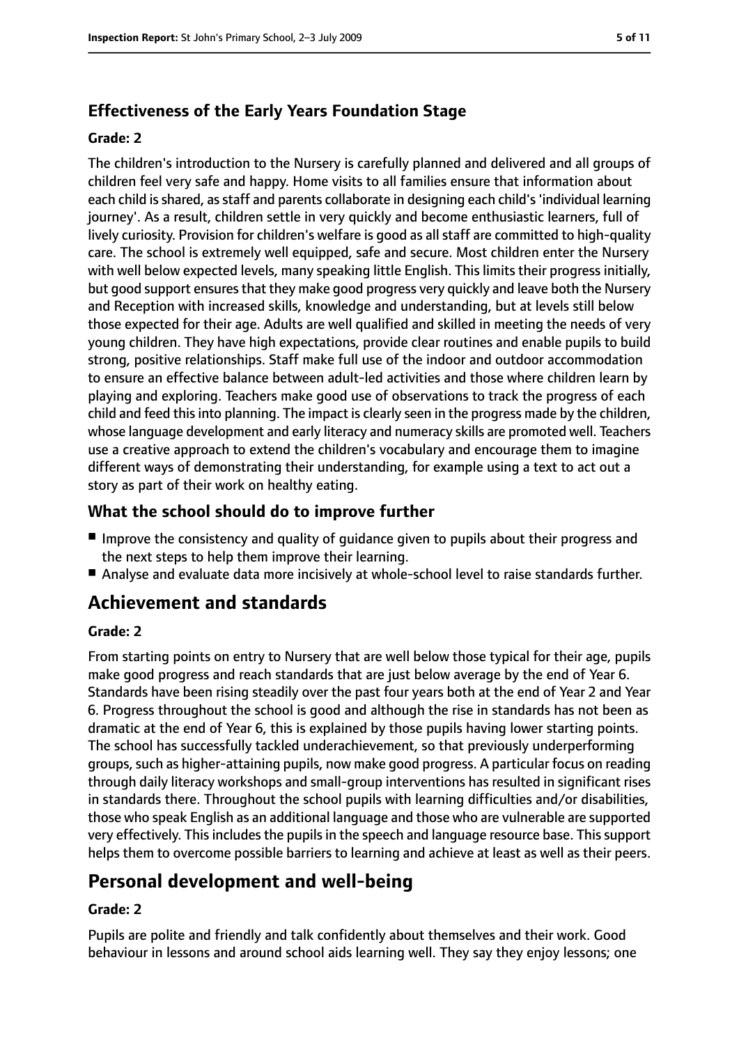### Effectiveness of the Early Years Foundation Stage

**Grade: 2**

The children's introduction to the Nursery is carefully planned and delivered and all groups of children feel very safe and happy. Home visits to all families ensure that information about each child is shared, as staff and parents collaborate in designing each child's 'individual learning journey'. As a result, children settle in very quickly and become enthusiastic learners, full of lively curiosity. Provision for children's welfare is good as all staff are committed to high-quality care. The school is extremely well equipped, safe and secure. Most children enter the Nursery with well below expected levels, many speaking little English. This limits their progress initially, but good support ensures that they make good progress very quickly and leave both the Nursery and Reception with increased skills, knowledge and understanding, but at levels still below those expected for their age. Adults are well qualified and skilled in meeting the needs of very young children. They have high expectations, provide clear routines and enable pupils to build strong, positive relationships. Staff make full use of the indoor and outdoor accommodation to ensure an effective balance between adult-led activities and those where children learn by playing and exploring. Teachers make good use of observations to track the progress of each child and feed this into planning. The impact is clearly seen in the progress made by the children, whose language development and early literacy and numeracy skills are promoted well. Teachers use a creative approach to extend the children's vocabulary and encourage them to imagine different ways of demonstrating their understanding, for example using a text to act out a story as part of their work on healthy eating.

### What the school should do to improve further

- Improve the consistency and quality of guidance given to pupils about their progress and the next steps to help them improve their learning.
- Analyse and evaluate data more incisively at whole-school level to raise standards further.

## Achievement and standards

**Grade: 2**

From starting points on entry to Nursery that are well below those typical for their age, pupils make good progress and reach standards that are just below average by the end of Year 6. Standards have been rising steadily over the past four years both at the end of Year 2 and Year 6. Progress throughout the school is good and although the rise in standards has not been as dramatic at the end of Year 6, this is explained by those pupils having lower starting points. The school has successfully tackled underachievement, so that previously underperforming groups, such as higher-attaining pupils, now make good progress. A particular focus on reading through daily literacy workshops and small-group interventions has resulted in significant rises in standards there. Throughout the school pupils with learning difficulties and/or disabilities, those who speak English as an additional language and those who are vulnerable are supported very effectively. This includes the pupils in the speech and language resource base. This support helps them to overcome possible barriers to learning and achieve at least as well as their peers.

## Personal development and well-being

**Grade: 2**

Pupils are polite and friendly and talk confidently about themselves and their work. Good behaviour in lessons and around school aids learning well. They say they enjoy lessons; one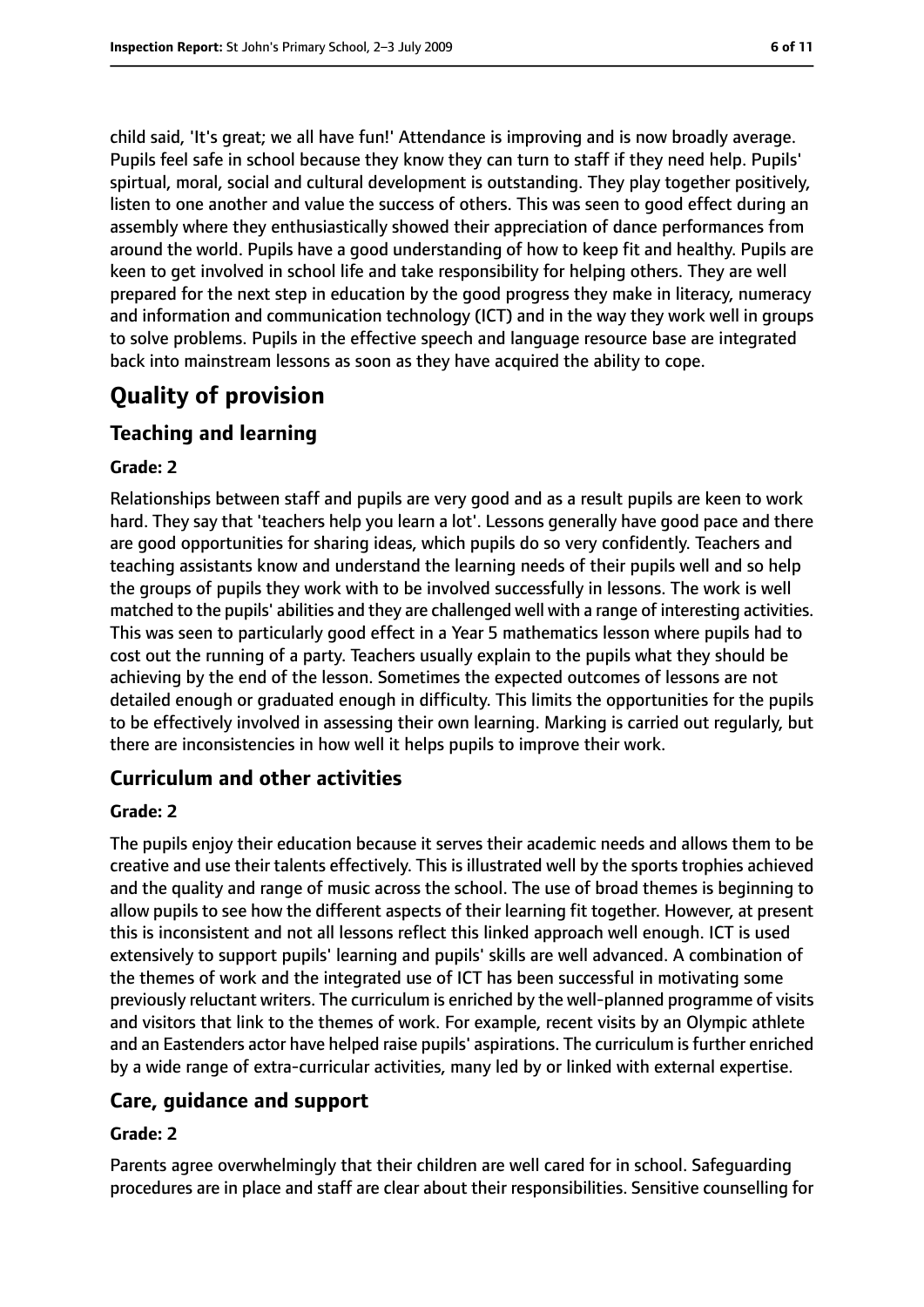child said, 'It's great; we all have fun!' Attendance is improving and is now broadly average. Pupils feel safe in school because they know they can turn to staff if they need help. Pupils' spiritual, moral, social and cultural development is outstanding. They play together positively, listen to one another and value the success of others. This was seen to good effect during an assembly where they enthusiastically showed their appreciation of dance performances from around the world. Pupils have a good understanding of how to keep fit and healthy. Pupils are keen to get involved in school life and take responsibility for helping others. They are well prepared for the next step in education by the good progress they make in literacy, numeracy and information and communication technology (ICT) and in the way they work well in groups to solve problems. Pupils in the effective speech and language resource base are integrated back into mainstream lessons as soon as they have acquired the ability to cope.

# Quality of provision

## Teaching and learning

### Grade: 2

Relationships between staff and pupils are very good and as a result pupils are keen to work hard. They say that 'teachers help you learn a lot'. Lessons generally have good pace and there are good opportunities for sharing ideas, which pupils do so very confidently. Teachers and teaching assistants know and understand the learning needs of their pupils well and so help the groups of pupils they work with to be involved successfully in lessons. The work is well matched to the pupils' abilities and they are challenged well with a range of interesting activities. This was seen to particularly good effect in a Year 5 mathematics lesson where pupils had to cost out the running of a party. Teachers usually explain to the pupils what they should be achieving by the end of the lesson. Sometimes the expected outcomes of lessons are not detailed enough or graduated enough in difficulty. This limits the opportunities for the pupils to be effectively involved in assessing their own learning. Marking is carried out regularly, but there are inconsistencies in how well it helps pupils to improve their work.

## Curriculum and other activities

### Grade: 2

The pupils enjoy their education because it serves their academic needs and allows them to be creative and use their talents effectively. This is illustrated well by the sports trophies achieved and the quality and range of music across the school. The use of broad themes is beginning to allow pupils to see how the different aspects of their learning fit together. However, at present this is inconsistent and not all lessons reflect this linked approach well enough. ICT is used extensively to support pupils' learning and pupils' skills are well advanced. A combination of the themes of work and the integrated use of ICT has been successful in motivating some previously reluctant writers. The curriculum is enriched by the well-planned programme of visits and visitors that link to the themes of work. For example, recent visits by an Olympic athlete and an Eastenders actor have helped raise pupils' aspirations. The curriculum is further enriched by a wide range of extra-curricular activities, many led by or linked with external expertise.

## Care, guidance and support

### Grade: 2

Parents agree overwhelmingly that their children are well cared for in school. Safeguarding procedures are in place and staff are clear about their responsibilities. Sensitive counselling for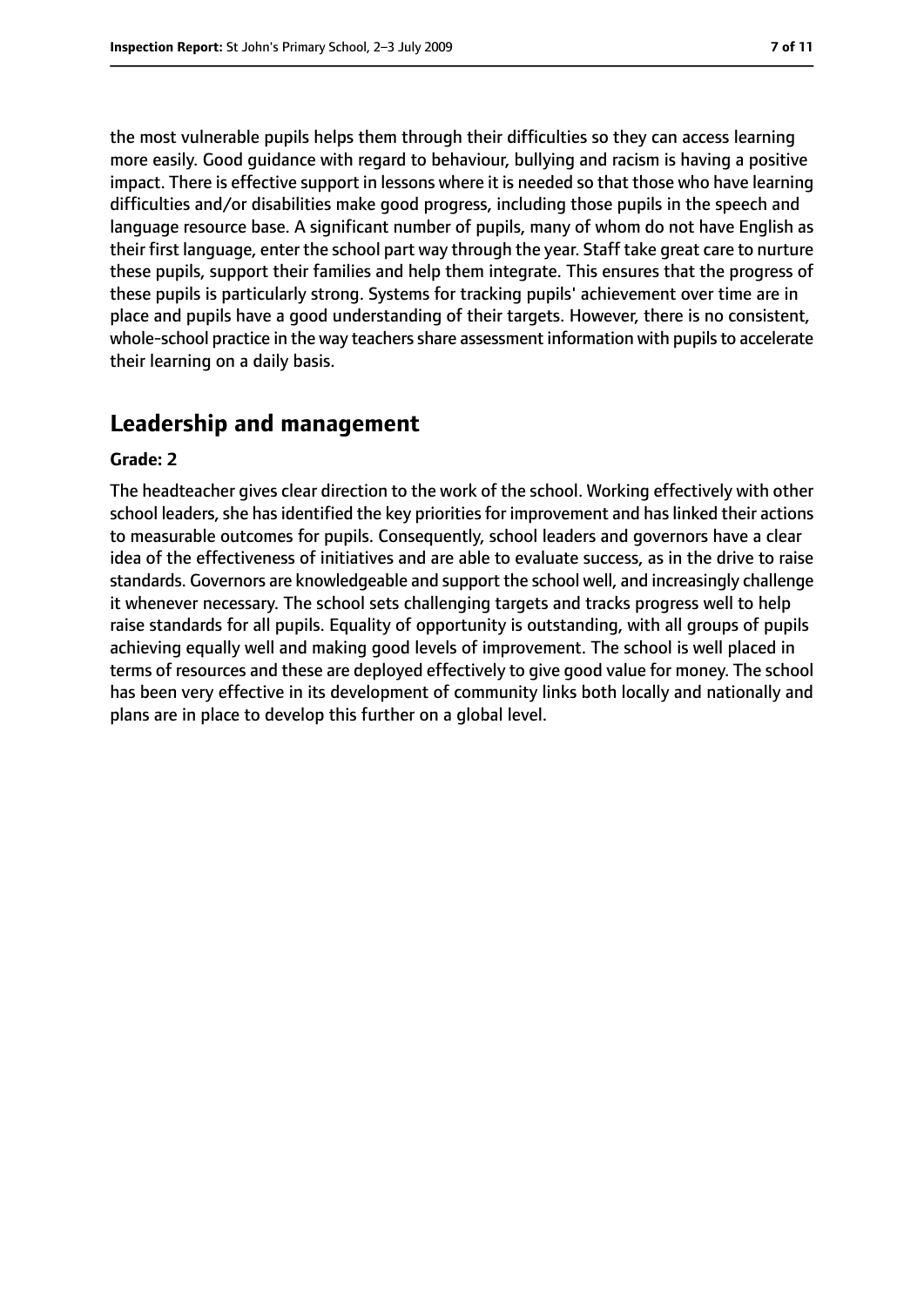the most vulnerable pupils helps them through their difficulties so they can access learning more easily. Good guidance with regard to behaviour, bullying and racism is having a positive impact. There is effective support in lessons where it is needed so that those who have learning difficulties and/or disabilities make good progress, including those pupils in the speech and language resource base. A significant number of pupils, many of whom do not have English as their first language, enter the school part way through the year. Staff take great care to nurture these pupils, support their families and help them integrate. This ensures that the progress of these pupils is particularly strong. Systems for tracking pupils' achievement over time are in place and pupils have a good understanding of their targets. However, there is no consistent, whole-school practice in the way teachers share assessment information with pupils to accelerate their learning on a daily basis.

## Leadership and management

**Grade: 2**

The headteacher gives clear direction to the work of the school. Working effectively with other school leaders, she has identified the key priorities for improvement and has linked their actions to measurable outcomes for pupils. Consequently, school leaders and governors have a clear idea of the effectiveness of initiatives and are able to evaluate success, as in the drive to raise standards. Governors are knowledgeable and support the school well, and increasingly challenge it whenever necessary. The school sets challenging targets and tracks progress well to help raise standards for all pupils. Equality of opportunity is outstanding, with all groups of pupils achieving equally well and making good levels of improvement. The school is well placed in terms of resources and these are deployed effectively to give good value for money. The school has been very effective in its development of community links both locally and nationally and plans are in place to develop this further on a global level.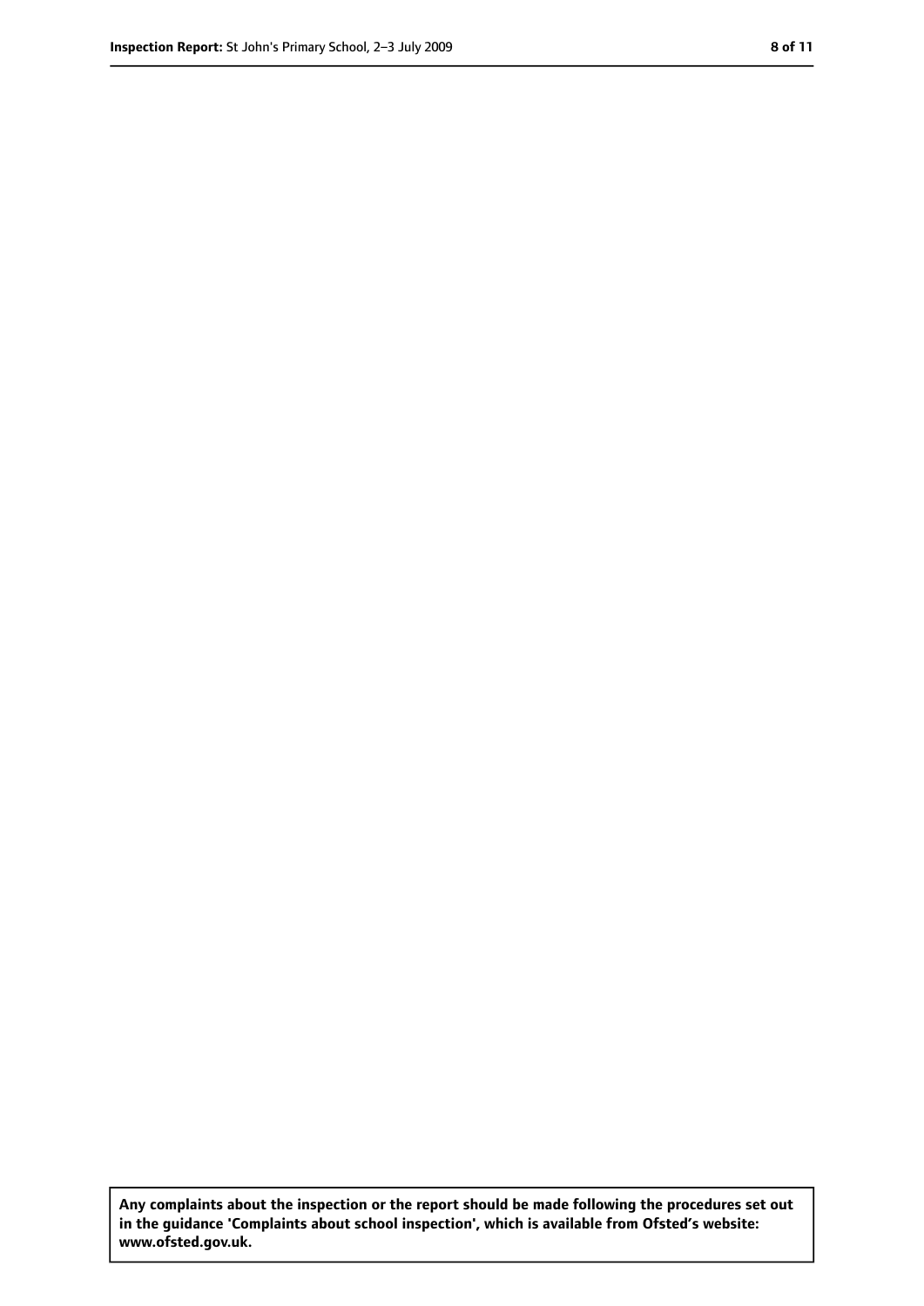**Any complaints about the inspection or the report should be made following the procedures set out in the guidance 'Complaints about school inspection', which is available from Ofsted's website: www.ofsted.gov.uk.**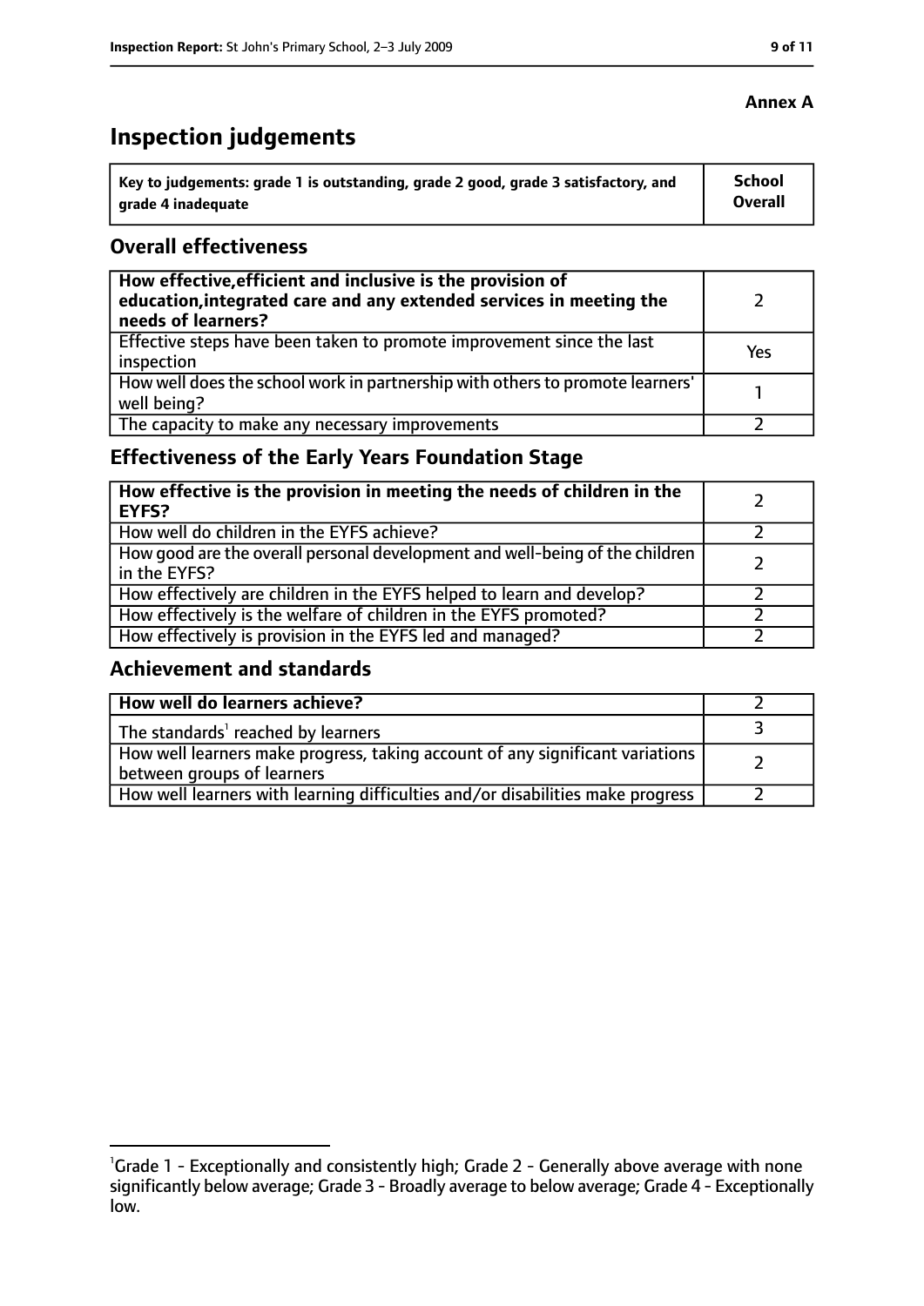**Annex A**

# Inspection judgements

| Key to judgements: grade 1 is outstanding, grade 2 good, grade 3 satisfactory, and grade 4 inadequate | School Overall |
|---|---|

## Overall effectiveness

| | |
|---|---|
| **How effective, efficient and inclusive is the provision of education, integrated care and any extended services in meeting the needs of learners?** | 2 |
| Effective steps have been taken to promote improvement since the last inspection | Yes |
| How well does the school work in partnership with others to promote learners' well being? | 1 |
| The capacity to make any necessary improvements | 2 |

## Effectiveness of the Early Years Foundation Stage

| | |
|---|---|
| **How effective is the provision in meeting the needs of children in the EYFS?** | 2 |
| How well do children in the EYFS achieve? | 2 |
| How good are the overall personal development and well-being of the children in the EYFS? | 2 |
| How effectively are children in the EYFS helped to learn and develop? | 2 |
| How effectively is the welfare of children in the EYFS promoted? | 2 |
| How effectively is provision in the EYFS led and managed? | 2 |

## Achievement and standards

| | |
|---|---|
| **How well do learners achieve?** | 2 |
| The standards[1] reached by learners | 3 |
| How well learners make progress, taking account of any significant variations between groups of learners | 2 |
| How well learners with learning difficulties and/or disabilities make progress | 2 |

[1]Grade 1 - Exceptionally and consistently high; Grade 2 - Generally above average with none significantly below average; Grade 3 - Broadly average to below average; Grade 4 - Exceptionally low.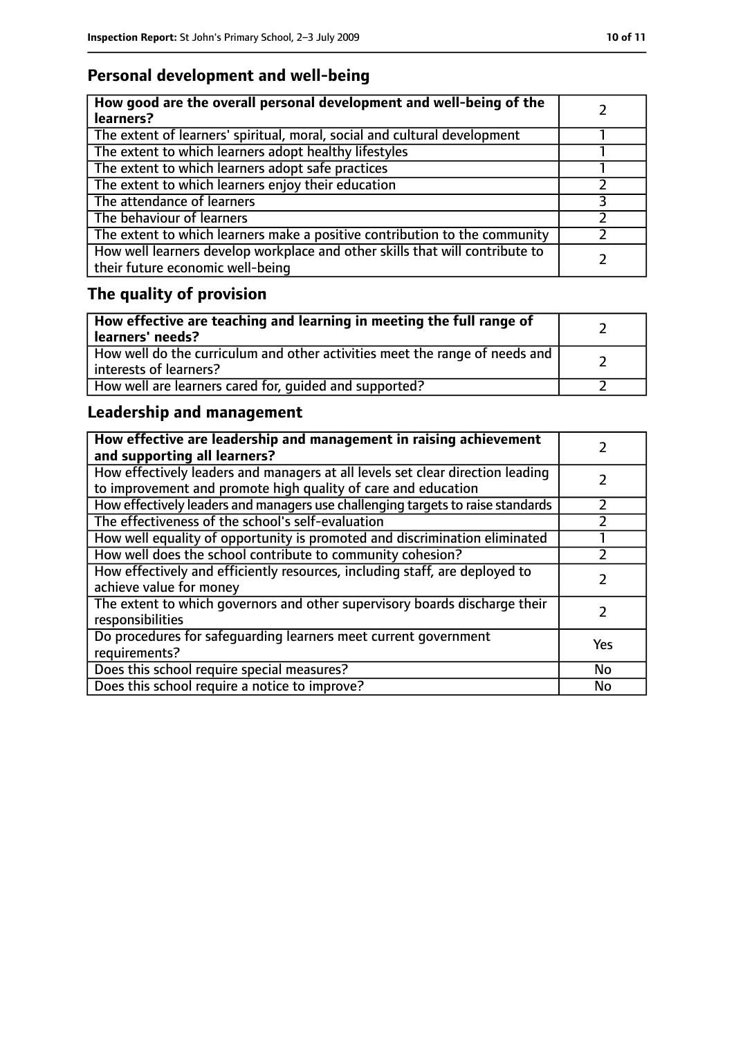## Personal development and well-being

| How good are the overall personal development and well-being of the learners? | 2 |
|---|---|
| The extent of learners' spiritual, moral, social and cultural development | 1 |
| The extent to which learners adopt healthy lifestyles | 1 |
| The extent to which learners adopt safe practices | 1 |
| The extent to which learners enjoy their education | 2 |
| The attendance of learners | 3 |
| The behaviour of learners | 2 |
| The extent to which learners make a positive contribution to the community | 2 |
| How well learners develop workplace and other skills that will contribute to their future economic well-being | 2 |

## The quality of provision

| How effective are teaching and learning in meeting the full range of learners' needs? | 2 |
|---|---|
| How well do the curriculum and other activities meet the range of needs and interests of learners? | 2 |
| How well are learners cared for, guided and supported? | 2 |

## Leadership and management

| How effective are leadership and management in raising achievement and supporting all learners? | 2 |
|---|---|
| How effectively leaders and managers at all levels set clear direction leading to improvement and promote high quality of care and education | 2 |
| How effectively leaders and managers use challenging targets to raise standards | 2 |
| The effectiveness of the school's self-evaluation | 2 |
| How well equality of opportunity is promoted and discrimination eliminated | 1 |
| How well does the school contribute to community cohesion? | 2 |
| How effectively and efficiently resources, including staff, are deployed to achieve value for money | 2 |
| The extent to which governors and other supervisory boards discharge their responsibilities | 2 |
| Do procedures for safeguarding learners meet current government requirements? | Yes |
| Does this school require special measures? | No |
| Does this school require a notice to improve? | No |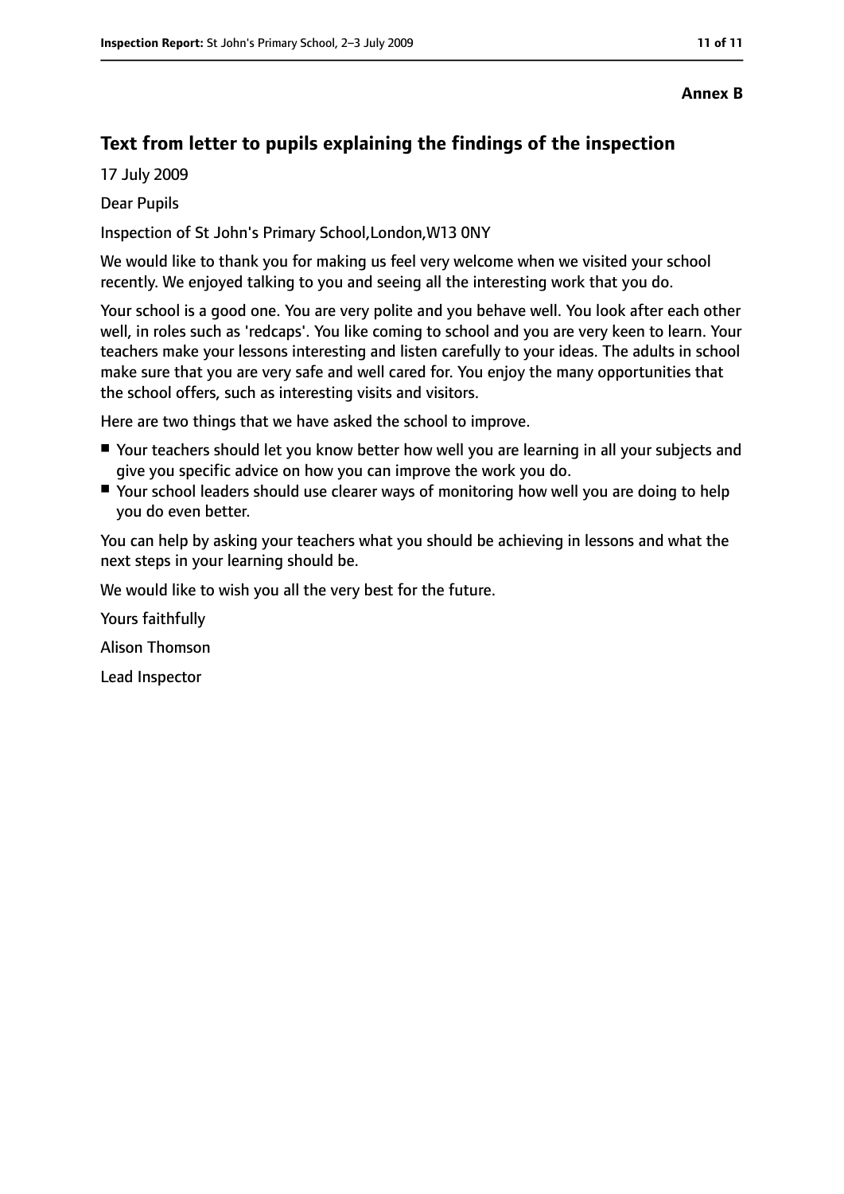**Annex B**

## Text from letter to pupils explaining the findings of the inspection

17 July 2009

Dear Pupils

Inspection of St John's Primary School,London,W13 0NY

We would like to thank you for making us feel very welcome when we visited your school recently. We enjoyed talking to you and seeing all the interesting work that you do.

Your school is a good one. You are very polite and you behave well. You look after each other well, in roles such as 'redcaps'. You like coming to school and you are very keen to learn. Your teachers make your lessons interesting and listen carefully to your ideas. The adults in school make sure that you are very safe and well cared for. You enjoy the many opportunities that the school offers, such as interesting visits and visitors.

Here are two things that we have asked the school to improve.

- Your teachers should let you know better how well you are learning in all your subjects and give you specific advice on how you can improve the work you do.
- Your school leaders should use clearer ways of monitoring how well you are doing to help you do even better.

You can help by asking your teachers what you should be achieving in lessons and what the next steps in your learning should be.

We would like to wish you all the very best for the future.

Yours faithfully

Alison Thomson

Lead Inspector